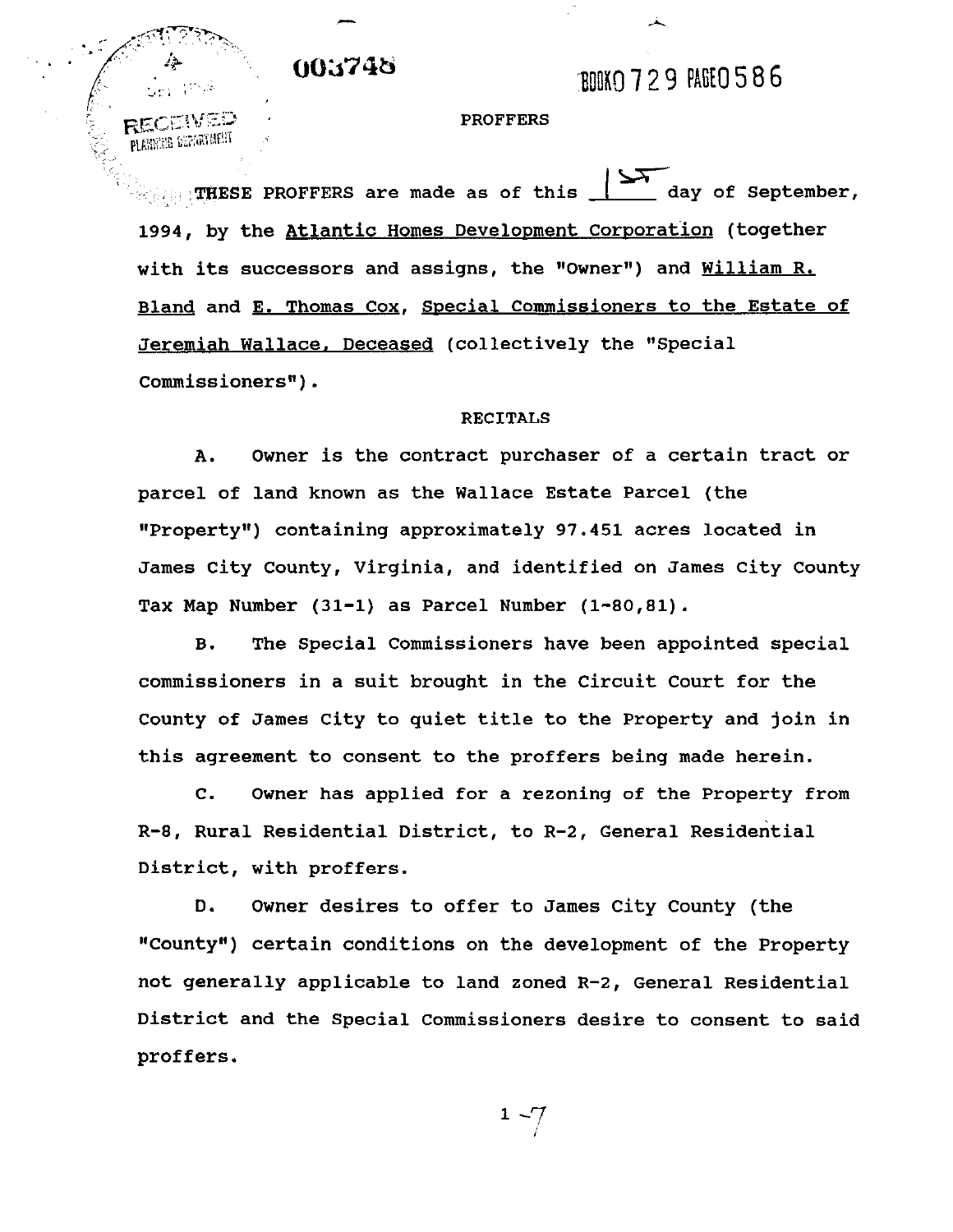003748

BOOK0729 PAGE0586

# PROFFERS

THESE PROFFERS are made as of this 15 day of September, 1994, by the Atlantic Homes Development Corporation (together with its successors and assigns, the "Owner") and William R. Bland and E. Thomas Cox, Special Commissioners to the Estate of Jeremiah Wallace, Deceased (collectively the "Special Commissioners").

## RECITALS

A. Owner is the contract purchaser of a certain tract or parcel of land known as the Wallace Estate Parcel (the "Property") containing approximately 97.451 acres located in James City County, Virginia, and identified on James City County Tax Map Number (31-1) as Parcel Number (1-80,81).

B. The Special Commissioners have been appointed special commissioners in a suit brought in the Circuit Court for the County of James City to quiet title to the Property and join in this agreement to consent to the proffers being made herein.

C. Owner has applied for a rezoning of the Property from R-8, Rural Residential District, to R-2, General Residential District, with proffers.

D. Owner desires to offer to James City County (the "County") certain conditions on the development of the Property not generally applicable to land zoned R-2, General Residential District and the Special Commissioners desire to consent to said proffers.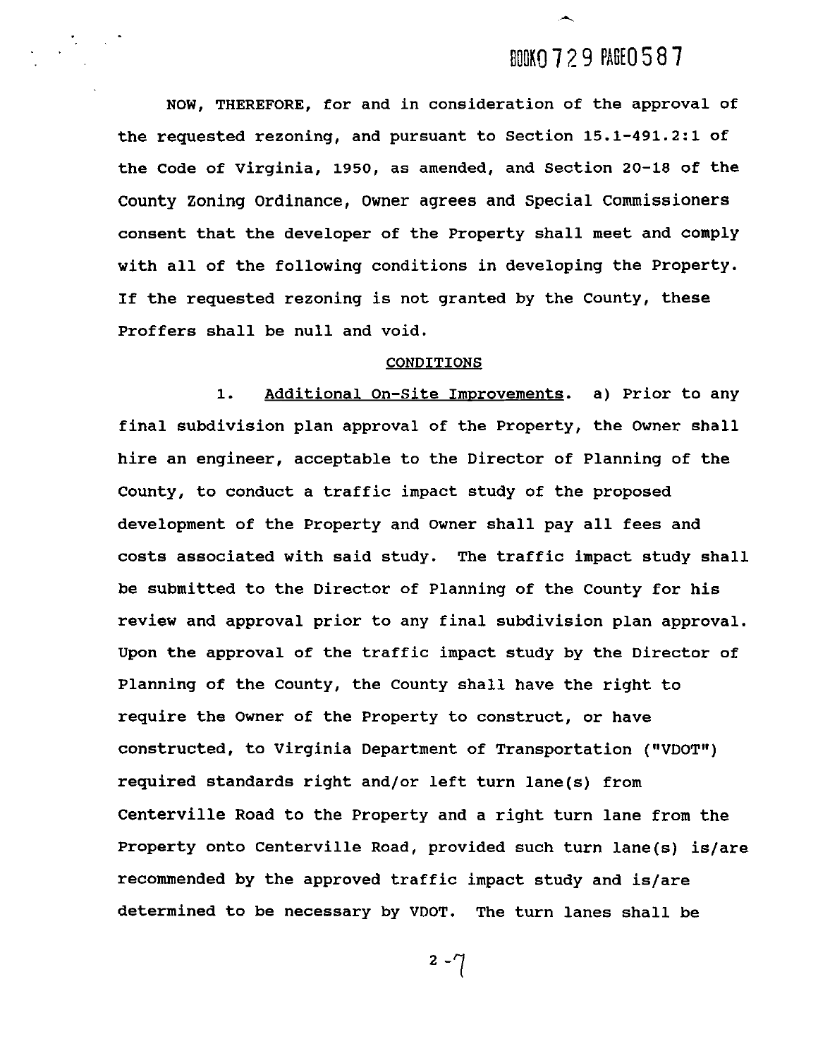NOW, THEREFORE, for and in consideration of the approval of the requested rezoning, and pursuant to Section 15.1-491.2:1 of the Code of Virginia, 1950, as amended, and Section 20-18 of the County Zoning Ordinance, Owner agrees and Special Commissioners consent that the developer of the Property shall meet and comply with all of the following conditions in developing the Property. If the requested rezoning is not granted by the County, these Proffers shall be null and void.

## CONDITIONS

1. Additional On-Site Improvements. a) Prior to any final subdivision plan approval of the Property, the Owner shall hire an engineer, acceptable to the Director of Planning of the County, to conduct a traffic impact study of the proposed development of the Property and Owner shall pay all fees and costs associated with said study. The traffic impact study shall be submitted to the Director of Planning of the County for his review and approval prior to any final subdivision plan approval. Upon the approval of the traffic impact study by the Director of Planning of the County, the County shall have the right to require the Owner of the Property to construct, or have constructed, to Virginia Department of Transportation ("VDOT") required standards right and/or left turn lane(s) from Centerville Road to the Property and a right turn lane from the Property onto Centerville Road, provided such turn lane(s) is/are recommended by the approved traffic impact study and is/are determined to be necessary by VDOT. The turn lanes shall be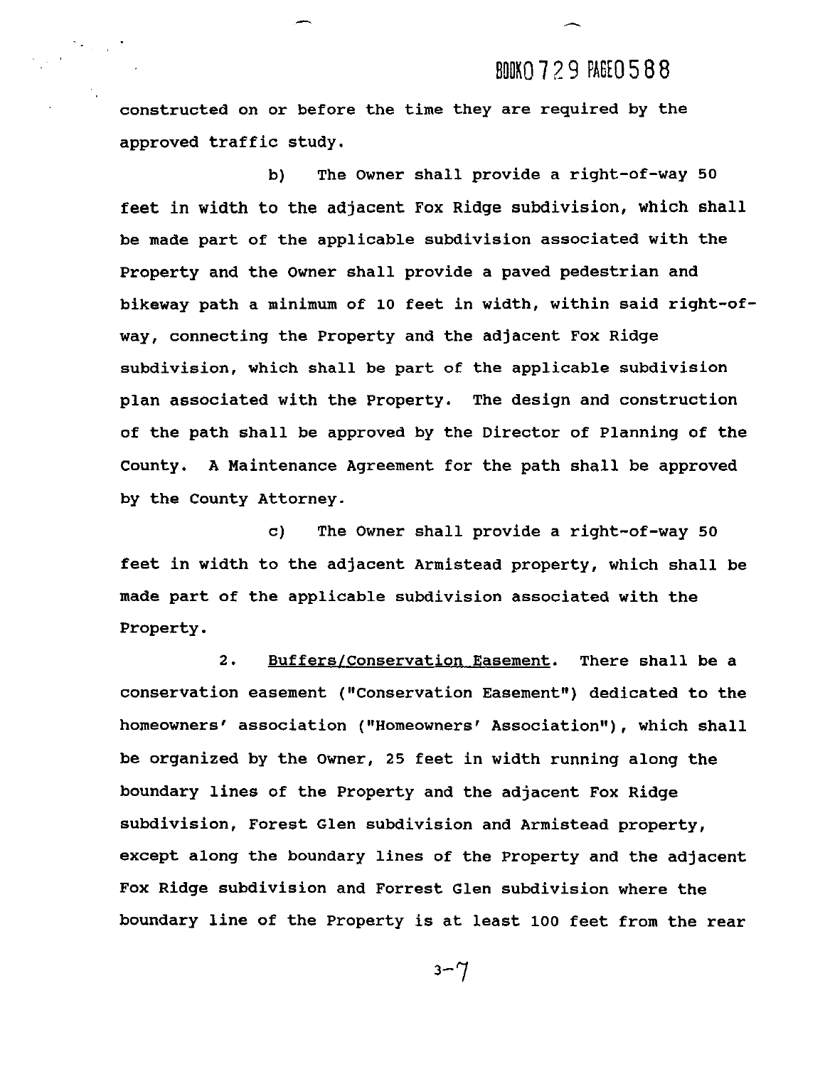constructed on or before the time they are required by the approved traffic study.

b) The Owner shall provide a right-of-way 50 feet in width to the adjacent Fox Ridge subdivision, which shall be made part of the applicable subdivision associated with the Property and the Owner shall provide a paved pedestrian and bikeway path a minimum of 10 feet in width, within said right-of-way, connecting the Property and the adjacent Fox Ridge subdivision, which shall be part of the applicable subdivision plan associated with the Property. The design and construction of the path shall be approved by the Director of Planning of the County. A Maintenance Agreement for the path shall be approved by the County Attorney.

c) The Owner shall provide a right-of-way 50 feet in width to the adjacent Armistead property, which shall be made part of the applicable subdivision associated with the Property.

2. Buffers/Conservation Easement. There shall be a conservation easement ("Conservation Easement") dedicated to the homeowners' association ("Homeowners' Association"), which shall be organized by the Owner, 25 feet in width running along the boundary lines of the Property and the adjacent Fox Ridge subdivision, Forest Glen subdivision and Armistead property, except along the boundary lines of the Property and the adjacent Fox Ridge subdivision and Forrest Glen subdivision where the boundary line of the Property is at least 100 feet from the rear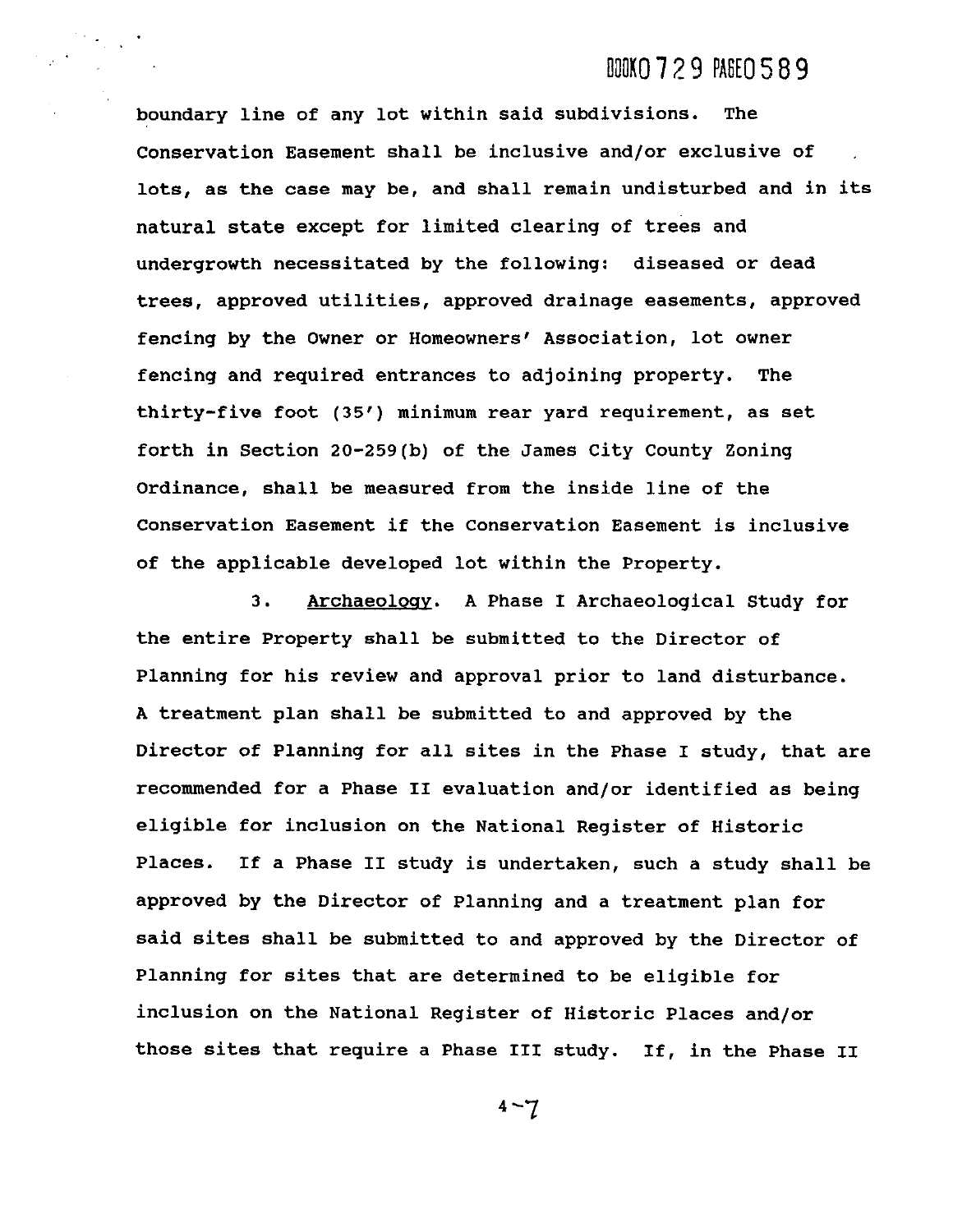boundary line of any lot within said subdivisions. The Conservation Easement shall be inclusive and/or exclusive of lots, as the case may be, and shall remain undisturbed and in its natural state except for limited clearing of trees and undergrowth necessitated by the following: diseased or dead trees, approved utilities, approved drainage easements, approved fencing by the Owner or Homeowners' Association, lot owner fencing and required entrances to adjoining property. The thirty-five foot (35') minimum rear yard requirement, as set forth in Section 20-259(b) of the James City County Zoning Ordinance, shall be measured from the inside line of the Conservation Easement if the Conservation Easement is inclusive of the applicable developed lot within the Property.

3. Archaeology. A Phase I Archaeological Study for the entire Property shall be submitted to the Director of Planning for his review and approval prior to land disturbance. A treatment plan shall be submitted to and approved by the Director of Planning for all sites in the Phase I study, that are recommended for a Phase II evaluation and/or identified as being eligible for inclusion on the National Register of Historic Places. If a Phase II study is undertaken, such a study shall be approved by the Director of Planning and a treatment plan for said sites shall be submitted to and approved by the Director of Planning for sites that are determined to be eligible for inclusion on the National Register of Historic Places and/or those sites that require a Phase III study. If, in the Phase II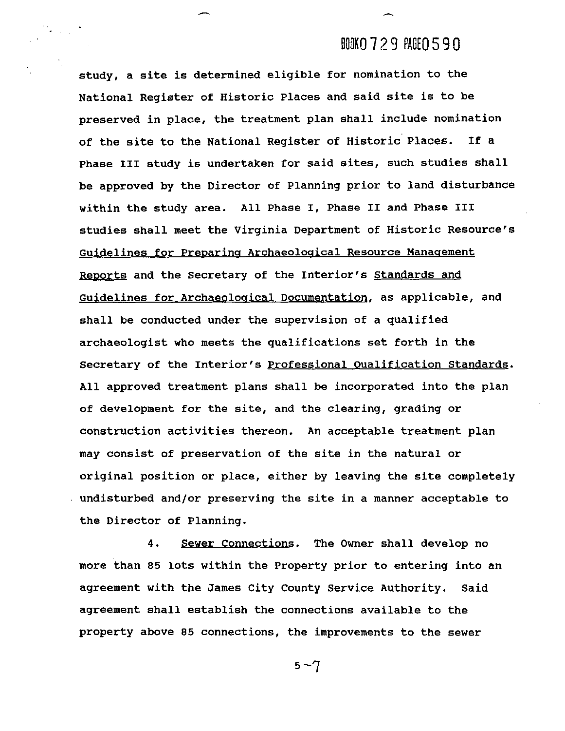study, a site is determined eligible for nomination to the National Register of Historic Places and said site is to be preserved in place, the treatment plan shall include nomination of the site to the National Register of Historic Places. If a Phase III study is undertaken for said sites, such studies shall be approved by the Director of Planning prior to land disturbance within the study area. All Phase I, Phase II and Phase III studies shall meet the Virginia Department of Historic Resource's Guidelines for Preparing Archaeological Resource Management Reports and the Secretary of the Interior's Standards and Guidelines for Archaeological Documentation, as applicable, and shall be conducted under the supervision of a qualified archaeologist who meets the qualifications set forth in the Secretary of the Interior's Professional Qualification Standards. All approved treatment plans shall be incorporated into the plan of development for the site, and the clearing, grading or construction activities thereon. An acceptable treatment plan may consist of preservation of the site in the natural or original position or place, either by leaving the site completely undisturbed and/or preserving the site in a manner acceptable to the Director of Planning.

4. Sewer Connections. The Owner shall develop no more than 85 lots within the Property prior to entering into an agreement with the James City County Service Authority. Said agreement shall establish the connections available to the property above 85 connections, the improvements to the sewer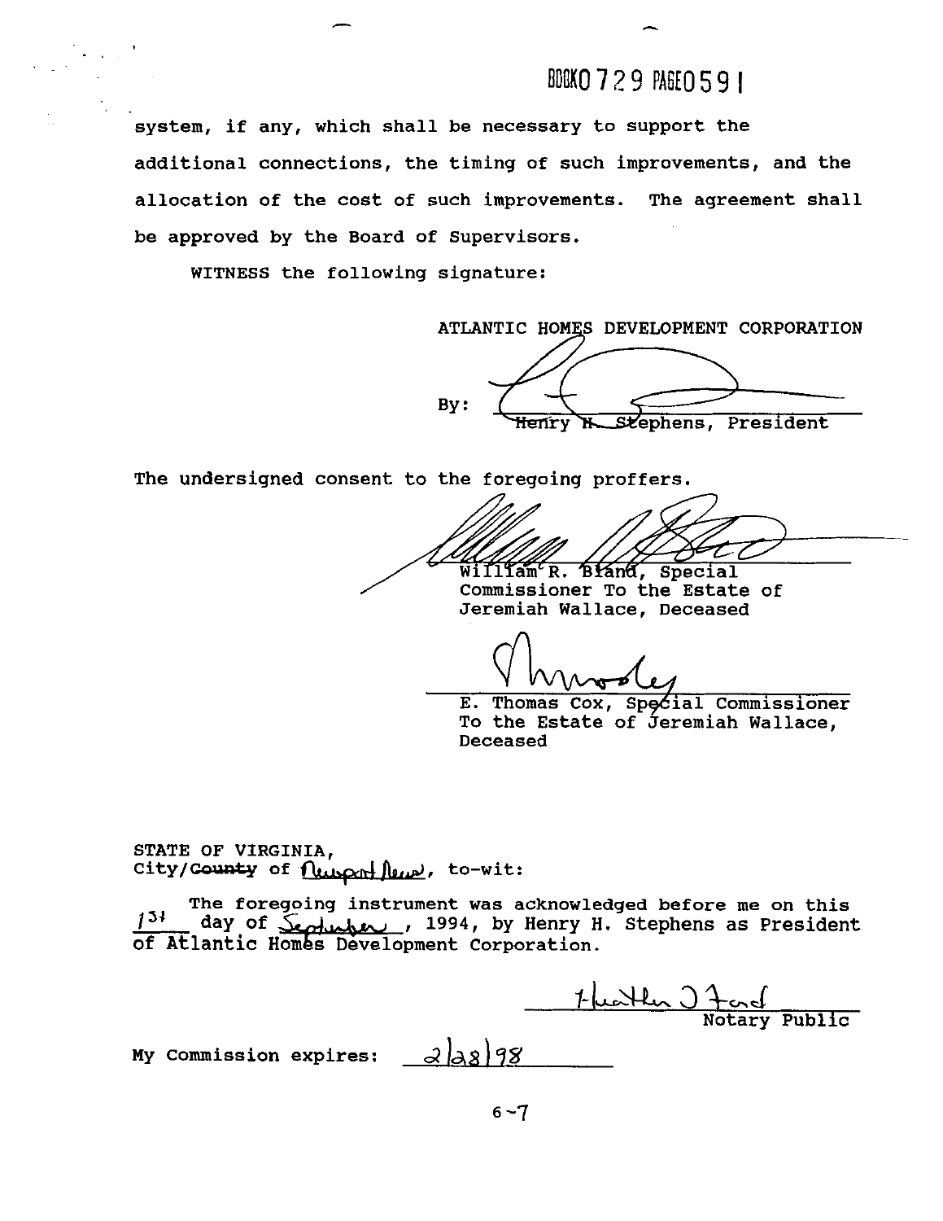BOOK 0729 PAGE 0591

system, if any, which shall be necessary to support the additional connections, the timing of such improvements, and the allocation of the cost of such improvements. The agreement shall be approved by the Board of Supervisors.

WITNESS the following signature:

ATLANTIC HOMES DEVELOPMENT CORPORATION

By: ______________________________
Henry H. Stephens, President

The undersigned consent to the foregoing proffers.

______________________________
William R. Bland, Special Commissioner To the Estate of Jeremiah Wallace, Deceased

______________________________
E. Thomas Cox, Special Commissioner To the Estate of Jeremiah Wallace, Deceased

STATE OF VIRGINIA,
City/~~County~~ of Newport News, to-wit:

The foregoing instrument was acknowledged before me on this 1st day of September, 1994, by Henry H. Stephens as President of Atlantic Homes Development Corporation.

______________________________
Notary Public

My Commission expires: 2/28/98

6-7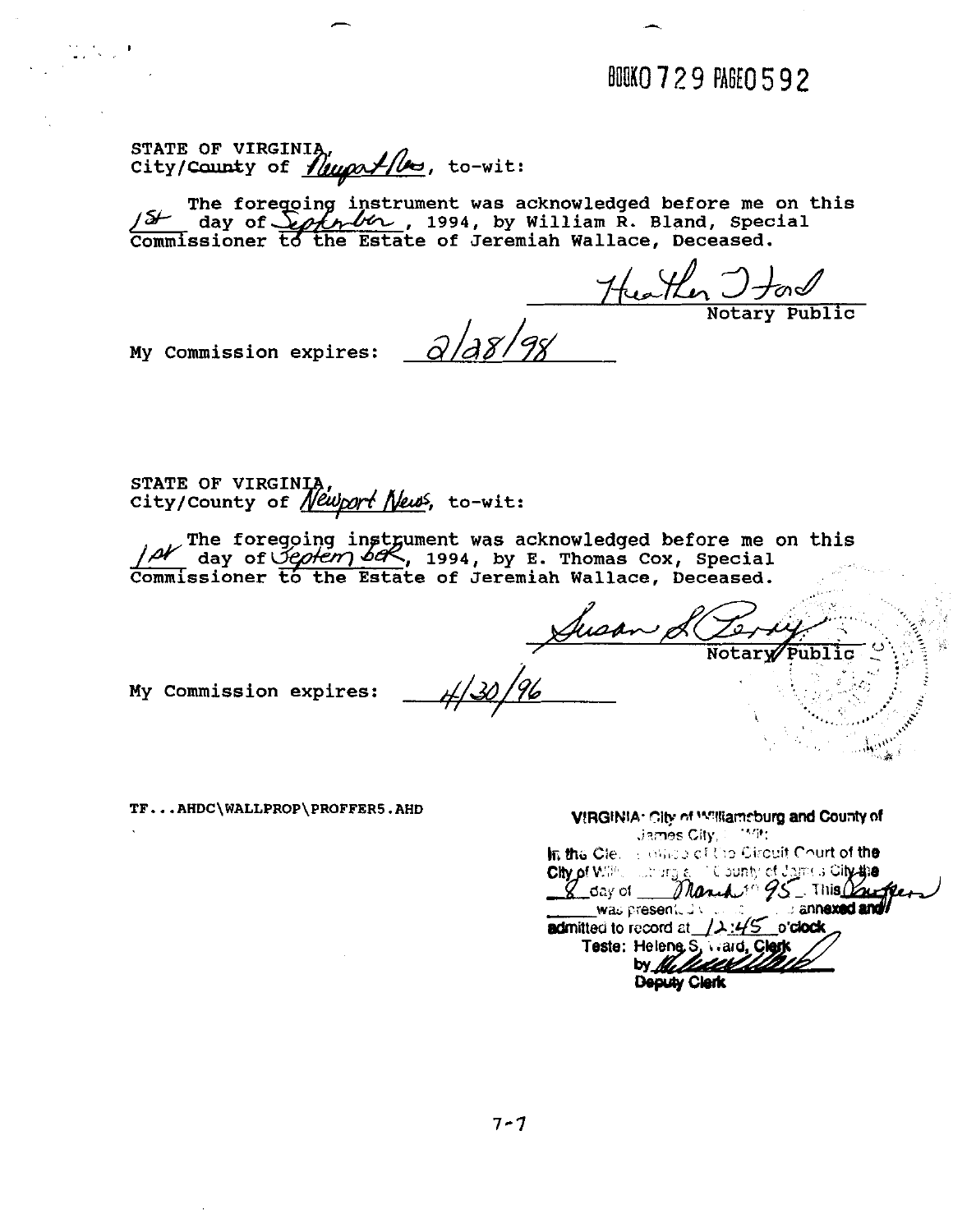BOOK0729 PAGE0592

STATE OF VIRGINIA,
City/County of Newport News, to-wit:

1st The foregoing instrument was acknowledged before me on this 1st day of September, 1994, by William R. Bland, Special Commissioner to the Estate of Jeremiah Wallace, Deceased.

Heather J Ford
Notary Public

My Commission expires: 2/28/98

STATE OF VIRGINIA,
City/County of Newport News, to-wit:

The foregoing instrument was acknowledged before me on this 1st day of September, 1994, by E. Thomas Cox, Special Commissioner to the Estate of Jeremiah Wallace, Deceased.

Susan L Perry
Notary Public

My Commission expires: 4/30/96

TF...AHDC\WALLPROP\PROFFER5.AHD

VIRGINIA: City of Williamsburg and County of James City, to-wit:
In the Clerk's Office of the Circuit Court of the City of Williamsburg and County of James City the 8 day of March 19 95. This Proffers was presented with certificate annexed and admitted to record at 12:45 o'clock
Teste: Helene S. Ward, Clerk
by
Deputy Clerk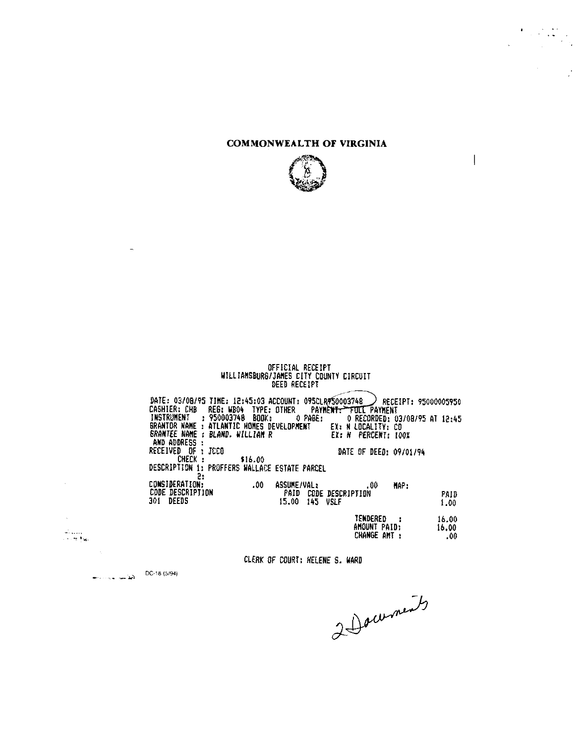**COMMONWEALTH OF VIRGINIA**

OFFICIAL RECEIPT
WILLIAMSBURG/JAMES CITY COUNTY CIRCUIT
DEED RECEIPT

```
DATE: 03/08/95 TIME: 12:45:03 ACCOUNT: 095CLR950003748   RECEIPT: 95000005950
CASHIER: CHB   REG: WB04  TYPE: OTHER    PAYMENT: FULL PAYMENT
INSTRUMENT   : 950003748  BOOK:      0 PAGE:     0 RECORDED: 03/08/95 AT 12:45
GRANTOR NAME : ATLANTIC HOMES DEVELOPMENT     EX: N LOCALITY: CO
GRANTEE NAME : BLAND, WILLIAM R               EX: N  PERCENT: 100%
 AND ADDRESS :
RECEIVED  OF : JCCO                           DATE OF DEED: 09/01/94
       CHECK :          $16.00
DESCRIPTION 1: PROFFERS WALLACE ESTATE PARCEL
            2:
CONSIDERATION:           .00   ASSUME/VAL:          .00     MAP:
CODE DESCRIPTION                 PAID  CODE DESCRIPTION               PAID
301  DEEDS                      15.00  145  VSLF                      1.00

                                              TENDERED    :          16.00
                                              AMOUNT PAID:           16.00
                                              CHANGE AMT  :            .00
```

CLERK OF COURT: HELENE S. WARD

DC-18 (5/94)

2 Documents